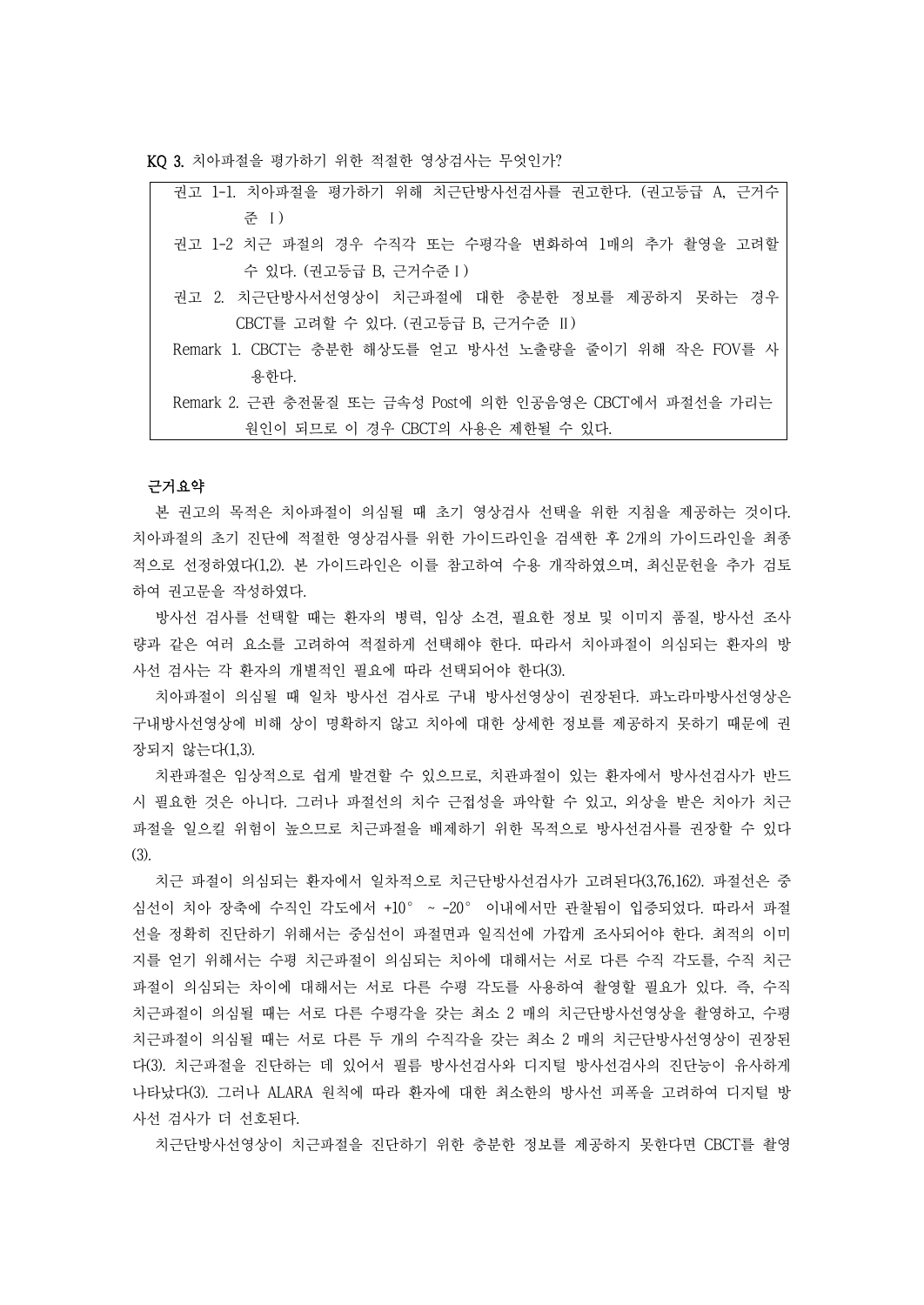KQ 3. 치아파절을 평가하기 위한 적절한 영상검사는 무엇인가?

> 권고 1-1. 치아파절을 평가하기 위해 치근단방사선검사를 권고한다. (권고등급 A, 근거수준 Ⅰ)
>
> 권고 1-2 치근 파절의 경우 수직각 또는 수평각을 변화하여 1매의 추가 촬영을 고려할 수 있다. (권고등급 B, 근거수준Ⅰ)
>
> 권고 2. 치근단방사서선영상이 치근파절에 대한 충분한 정보를 제공하지 못하는 경우 CBCT를 고려할 수 있다. (권고등급 B, 근거수준 Ⅱ)
>
> Remark 1. CBCT는 충분한 해상도를 얻고 방사선 노출량을 줄이기 위해 작은 FOV를 사용한다.
>
> Remark 2. 근관 충전물질 또는 금속성 Post에 의한 인공음영은 CBCT에서 파절선을 가리는 원인이 되므로 이 경우 CBCT의 사용은 제한될 수 있다.

**근거요약**

본 권고의 목적은 치아파절이 의심될 때 초기 영상검사 선택을 위한 지침을 제공하는 것이다. 치아파절의 초기 진단에 적절한 영상검사를 위한 가이드라인을 검색한 후 2개의 가이드라인을 최종적으로 선정하였다(1,2). 본 가이드라인은 이를 참고하여 수용 개작하였으며, 최신문헌을 추가 검토하여 권고문을 작성하였다.

방사선 검사를 선택할 때는 환자의 병력, 임상 소견, 필요한 정보 및 이미지 품질, 방사선 조사량과 같은 여러 요소를 고려하여 적절하게 선택해야 한다. 따라서 치아파절이 의심되는 환자의 방사선 검사는 각 환자의 개별적인 필요에 따라 선택되어야 한다(3).

치아파절이 의심될 때 일차 방사선 검사로 구내 방사선영상이 권장된다. 파노라마방사선영상은 구내방사선영상에 비해 상이 명확하지 않고 치아에 대한 상세한 정보를 제공하지 못하기 때문에 권장되지 않는다(1,3).

치관파절은 임상적으로 쉽게 발견할 수 있으므로, 치관파절이 있는 환자에서 방사선검사가 반드시 필요한 것은 아니다. 그러나 파절선의 치수 근접성을 파악할 수 있고, 외상을 받은 치아가 치근파절을 일으킬 위험이 높으므로 치근파절을 배제하기 위한 목적으로 방사선검사를 권장할 수 있다(3).

치근 파절이 의심되는 환자에서 일차적으로 치근단방사선검사가 고려된다(3,76,162). 파절선은 중심선이 치아 장축에 수직인 각도에서 +10° ~ -20° 이내에서만 관찰됨이 입증되었다. 따라서 파절선을 정확히 진단하기 위해서는 중심선이 파절면과 일직선에 가깝게 조사되어야 한다. 최적의 이미지를 얻기 위해서는 수평 치근파절이 의심되는 치아에 대해서는 서로 다른 수직 각도를, 수직 치근파절이 의심되는 치아에 대해서는 서로 다른 수평 각도를 사용하여 촬영할 필요가 있다. 즉, 수직 치근파절이 의심될 때는 서로 다른 수평각을 갖는 최소 2 매의 치근단방사선영상을 촬영하고, 수평 치근파절이 의심될 때는 서로 다른 두 개의 수직각을 갖는 최소 2 매의 치근단방사선영상이 권장된다(3). 치근파절을 진단하는 데 있어서 필름 방사선검사와 디지털 방사선검사의 진단능이 유사하게 나타났다(3). 그러나 ALARA 원칙에 따라 환자에 대한 최소한의 방사선 피폭을 고려하여 디지털 방사선 검사가 더 선호된다.

치근단방사선영상이 치근파절을 진단하기 위한 충분한 정보를 제공하지 못한다면 CBCT를 촬영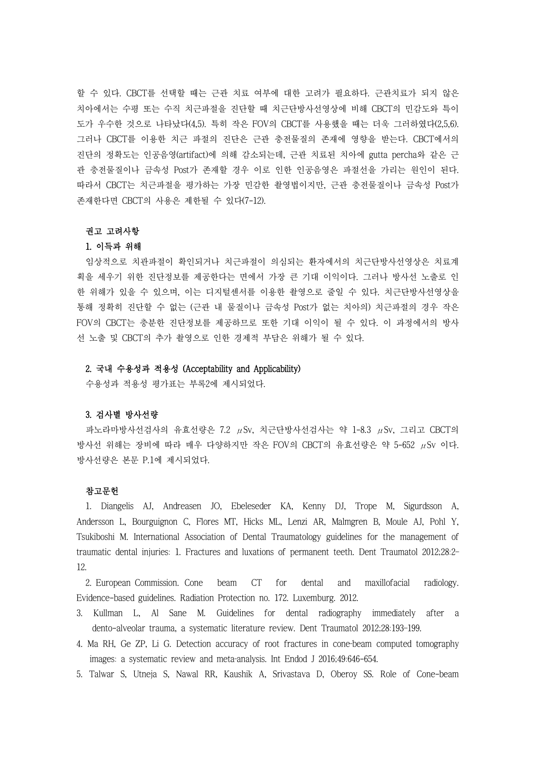할 수 있다. CBCT를 선택할 때는 근관 치료 여부에 대한 고려가 필요하다. 근관치료가 되지 않은 치아에서는 수평 또는 수직 치근파절을 진단할 때 치근단방사선영상에 비해 CBCT의 민감도와 특이도가 우수한 것으로 나타났다(4,5). 특히 작은 FOV의 CBCT를 사용했을 때는 더욱 그러하였다(2,5,6). 그러나 CBCT를 이용한 치근 파절의 진단은 근관 충전물질의 존재에 영향을 받는다. CBCT에서의 진단의 정확도는 인공음영(artifact)에 의해 감소되는데, 근관 치료된 치아에 gutta percha와 같은 근관 충전물질이나 금속성 Post가 존재할 경우 이로 인한 인공음영은 파절선을 가리는 원인이 된다. 따라서 CBCT는 치근파절을 평가하는 가장 민감한 촬영법이지만, 근관 충전물질이나 금속성 Post가 존재한다면 CBCT의 사용은 제한될 수 있다(7-12).

### 권고 고려사항

#### 1. 이득과 위해

임상적으로 치관파절이 확인되거나 치근파절이 의심되는 환자에서의 치근단방사선영상은 치료계획을 세우기 위한 진단정보를 제공한다는 면에서 가장 큰 기대 이익이다. 그러나 방사선 노출로 인한 위해가 있을 수 있으며, 이는 디지털센서를 이용한 촬영으로 줄일 수 있다. 치근단방사선영상을 통해 정확히 진단할 수 없는 (근관 내 물질이나 금속성 Post가 없는 치아의) 치근파절의 경우 작은 FOV의 CBCT는 충분한 진단정보를 제공하므로 또한 기대 이익이 될 수 있다. 이 과정에서의 방사선 노출 및 CBCT의 추가 촬영으로 인한 경제적 부담은 위해가 될 수 있다.

#### 2. 국내 수용성과 적용성 (Acceptability and Applicability)

수용성과 적용성 평가표는 부록2에 제시되었다.

#### 3. 검사별 방사선량

파노라마방사선검사의 유효선량은 7.2 μSv, 치근단방사선검사는 약 1-8.3 μSv, 그리고 CBCT의 방사선 위해는 장비에 따라 매우 다양하지만 작은 FOV의 CBCT의 유효선량은 약 5-652 μSv 이다. 방사선량은 본문 P.1에 제시되었다.

### 참고문헌

1. Diangelis AJ, Andreasen JO, Ebeleseder KA, Kenny DJ, Trope M, Sigurdsson A, Andersson L, Bourguignon C, Flores MT, Hicks ML, Lenzi AR, Malmgren B, Moule AJ, Pohl Y, Tsukiboshi M. International Association of Dental Traumatology guidelines for the management of traumatic dental injuries: 1. Fractures and luxations of permanent teeth. Dent Traumatol 2012;28:2-12.
2. European Commission. Cone beam CT for dental and maxillofacial radiology. Evidence-based guidelines. Radiation Protection no. 172. Luxemburg. 2012.
3. Kullman L, Al Sane M. Guidelines for dental radiography immediately after a dento-alveolar trauma, a systematic literature review. Dent Traumatol 2012;28:193-199.
4. Ma RH, Ge ZP, Li G. Detection accuracy of root fractures in cone-beam computed tomography images: a systematic review and meta-analysis. Int Endod J 2016;49:646-654.
5. Talwar S, Utneja S, Nawal RR, Kaushik A, Srivastava D, Oberoy SS. Role of Cone-beam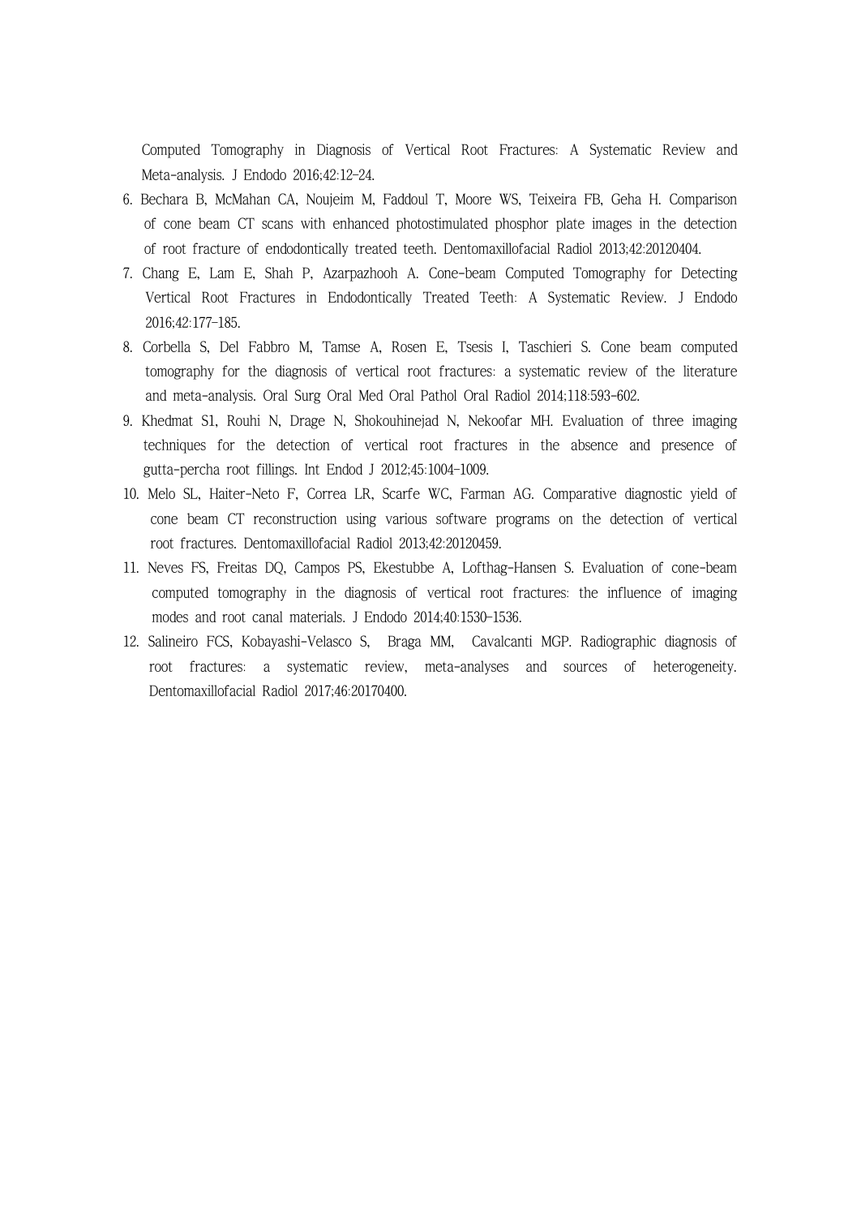Computed Tomography in Diagnosis of Vertical Root Fractures: A Systematic Review and Meta-analysis. J Endodo 2016;42:12–24.

6. Bechara B, McMahan CA, Noujeim M, Faddoul T, Moore WS, Teixeira FB, Geha H. Comparison of cone beam CT scans with enhanced photostimulated phosphor plate images in the detection of root fracture of endodontically treated teeth. Dentomaxillofacial Radiol 2013;42:20120404.
7. Chang E, Lam E, Shah P, Azarpazhooh A. Cone-beam Computed Tomography for Detecting Vertical Root Fractures in Endodontically Treated Teeth: A Systematic Review. J Endodo 2016;42:177–185.
8. Corbella S, Del Fabbro M, Tamse A, Rosen E, Tsesis I, Taschieri S. Cone beam computed tomography for the diagnosis of vertical root fractures: a systematic review of the literature and meta-analysis. Oral Surg Oral Med Oral Pathol Oral Radiol 2014;118:593–602.
9. Khedmat S1, Rouhi N, Drage N, Shokouhinejad N, Nekoofar MH. Evaluation of three imaging techniques for the detection of vertical root fractures in the absence and presence of gutta-percha root fillings. Int Endod J 2012;45:1004–1009.
10. Melo SL, Haiter-Neto F, Correa LR, Scarfe WC, Farman AG. Comparative diagnostic yield of cone beam CT reconstruction using various software programs on the detection of vertical root fractures. Dentomaxillofacial Radiol 2013;42:20120459.
11. Neves FS, Freitas DQ, Campos PS, Ekestubbe A, Lofthag-Hansen S. Evaluation of cone-beam computed tomography in the diagnosis of vertical root fractures: the influence of imaging modes and root canal materials. J Endodo 2014;40:1530–1536.
12. Salineiro FCS, Kobayashi-Velasco S, Braga MM, Cavalcanti MGP. Radiographic diagnosis of root fractures: a systematic review, meta-analyses and sources of heterogeneity. Dentomaxillofacial Radiol 2017;46:20170400.